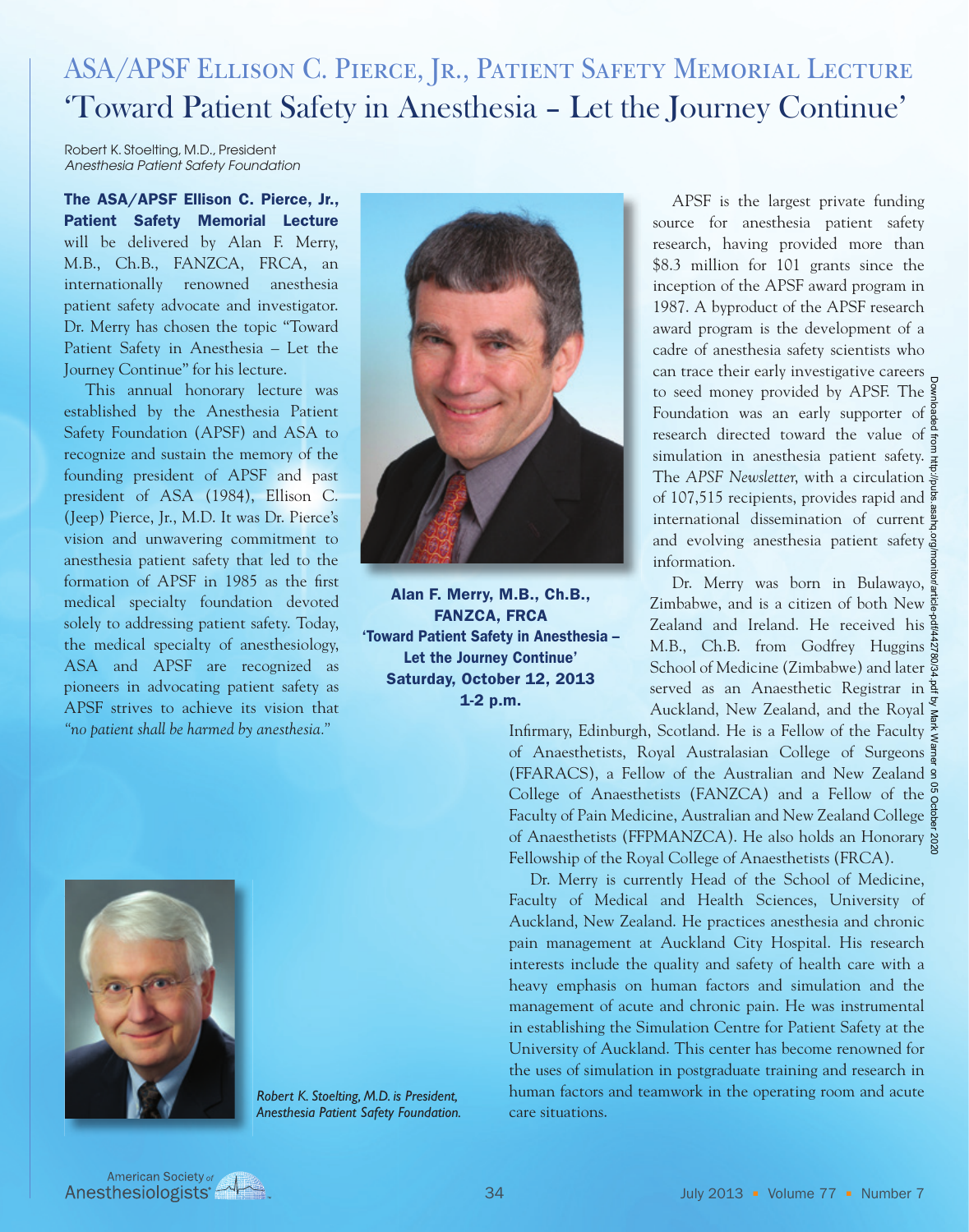# ASA/APSF Ellison C. Pierce, Jr., Patient Safety Memorial Lecture

## 'Toward Patient Safety in Anesthesia – Let the Journey Continue'

Robert K. Stoelting, M.D., President
*Anesthesia Patient Safety Foundation*

**The ASA/APSF Ellison C. Pierce, Jr., Patient Safety Memorial Lecture** will be delivered by Alan F. Merry, M.B., Ch.B., FANZCA, FRCA, an internationally renowned anesthesia patient safety advocate and investigator. Dr. Merry has chosen the topic "Toward Patient Safety in Anesthesia – Let the Journey Continue" for his lecture.

This annual honorary lecture was established by the Anesthesia Patient Safety Foundation (APSF) and ASA to recognize and sustain the memory of the founding president of APSF and past president of ASA (1984), Ellison C. (Jeep) Pierce, Jr., M.D. It was Dr. Pierce's vision and unwavering commitment to anesthesia patient safety that led to the formation of APSF in 1985 as the first medical specialty foundation devoted solely to addressing patient safety. Today, the medical specialty of anesthesiology, ASA and APSF are recognized as pioneers in advocating patient safety as APSF strives to achieve its vision that *"no patient shall be harmed by anesthesia."*

**Alan F. Merry, M.B., Ch.B., FANZCA, FRCA**
**'Toward Patient Safety in Anesthesia – Let the Journey Continue'**
**Saturday, October 12, 2013**
**1-2 p.m.**

APSF is the largest private funding source for anesthesia patient safety research, having provided more than $8.3 million for 101 grants since the inception of the APSF award program in 1987. A byproduct of the APSF research award program is the development of a cadre of anesthesia safety scientists who can trace their early investigative careers to seed money provided by APSF. The Foundation was an early supporter of research directed toward the value of simulation in anesthesia patient safety. The *APSF Newsletter*, with a circulation of 107,515 recipients, provides rapid and international dissemination of current and evolving anesthesia patient safety information.

Dr. Merry was born in Bulawayo, Zimbabwe, and is a citizen of both New Zealand and Ireland. He received his M.B., Ch.B. from Godfrey Huggins School of Medicine (Zimbabwe) and later served as an Anaesthetic Registrar in Auckland, New Zealand, and the Royal Infirmary, Edinburgh, Scotland. He is a Fellow of the Faculty of Anaesthetists, Royal Australasian College of Surgeons (FFARACS), a Fellow of the Australian and New Zealand College of Anaesthetists (FANZCA) and a Fellow of the Faculty of Pain Medicine, Australian and New Zealand College of Anaesthetists (FFPMANZCA). He also holds an Honorary Fellowship of the Royal College of Anaesthetists (FRCA).

Dr. Merry is currently Head of the School of Medicine, Faculty of Medical and Health Sciences, University of Auckland, New Zealand. He practices anesthesia and chronic pain management at Auckland City Hospital. His research interests include the quality and safety of health care with a heavy emphasis on human factors and simulation and the management of acute and chronic pain. He was instrumental in establishing the Simulation Centre for Patient Safety at the University of Auckland. This center has become renowned for the uses of simulation in postgraduate training and research in human factors and teamwork in the operating room and acute care situations.

*Robert K. Stoelting, M.D. is President, Anesthesia Patient Safety Foundation.*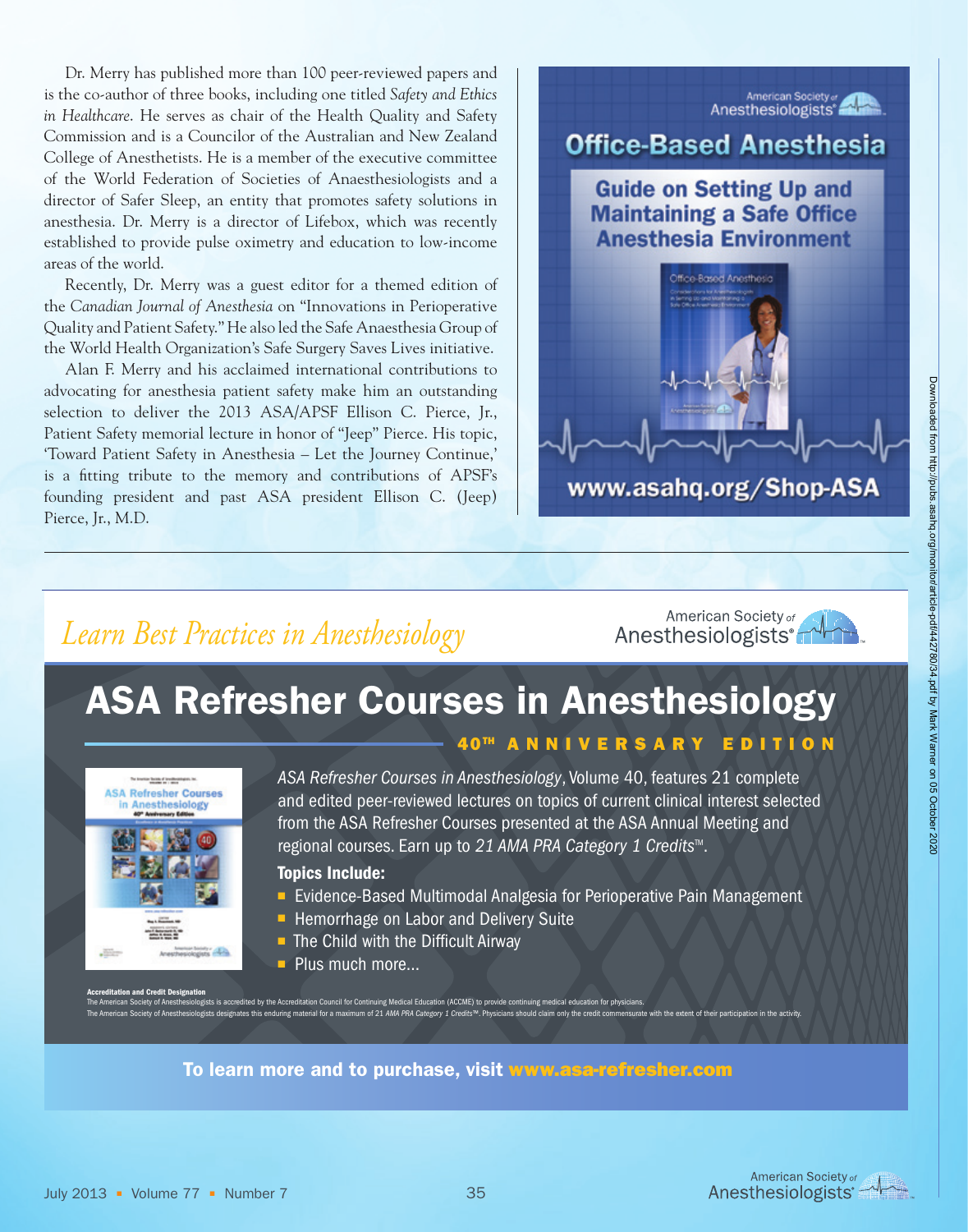Dr. Merry has published more than 100 peer-reviewed papers and is the co-author of three books, including one titled *Safety and Ethics in Healthcare*. He serves as chair of the Health Quality and Safety Commission and is a Councilor of the Australian and New Zealand College of Anesthetists. He is a member of the executive committee of the World Federation of Societies of Anaesthesiologists and a director of Safer Sleep, an entity that promotes safety solutions in anesthesia. Dr. Merry is a director of Lifebox, which was recently established to provide pulse oximetry and education to low-income areas of the world.

Recently, Dr. Merry was a guest editor for a themed edition of the *Canadian Journal of Anesthesia* on "Innovations in Perioperative Quality and Patient Safety." He also led the Safe Anaesthesia Group of the World Health Organization's Safe Surgery Saves Lives initiative.

Alan F. Merry and his acclaimed international contributions to advocating for anesthesia patient safety make him an outstanding selection to deliver the 2013 ASA/APSF Ellison C. Pierce, Jr., Patient Safety memorial lecture in honor of "Jeep" Pierce. His topic, 'Toward Patient Safety in Anesthesia – Let the Journey Continue,' is a fitting tribute to the memory and contributions of APSF's founding president and past ASA president Ellison C. (Jeep) Pierce, Jr., M.D.

American Society of Anesthesiologists

## Office-Based Anesthesia

### Guide on Setting Up and Maintaining a Safe Office Anesthesia Environment

www.asahq.org/Shop-ASA

*Learn Best Practices in Anesthesiology*

American Society of Anesthesiologists

# ASA Refresher Courses in Anesthesiology

**40TH ANNIVERSARY EDITION**

*ASA Refresher Courses in Anesthesiology*, Volume 40, features 21 complete and edited peer-reviewed lectures on topics of current clinical interest selected from the ASA Refresher Courses presented at the ASA Annual Meeting and regional courses. Earn up to *21 AMA PRA Category 1 Credits*™.

**Topics Include:**

- Evidence-Based Multimodal Analgesia for Perioperative Pain Management
- Hemorrhage on Labor and Delivery Suite
- The Child with the Difficult Airway
- Plus much more...

**Accreditation and Credit Designation**

The American Society of Anesthesiologists is accredited by the Accreditation Council for Continuing Medical Education (ACCME) to provide continuing medical education for physicians.

The American Society of Anesthesiologists designates this enduring material for a maximum of 21 *AMA PRA Category 1 Credits*™. Physicians should claim only the credit commensurate with the extent of their participation in the activity.

**To learn more and to purchase, visit www.asa-refresher.com**